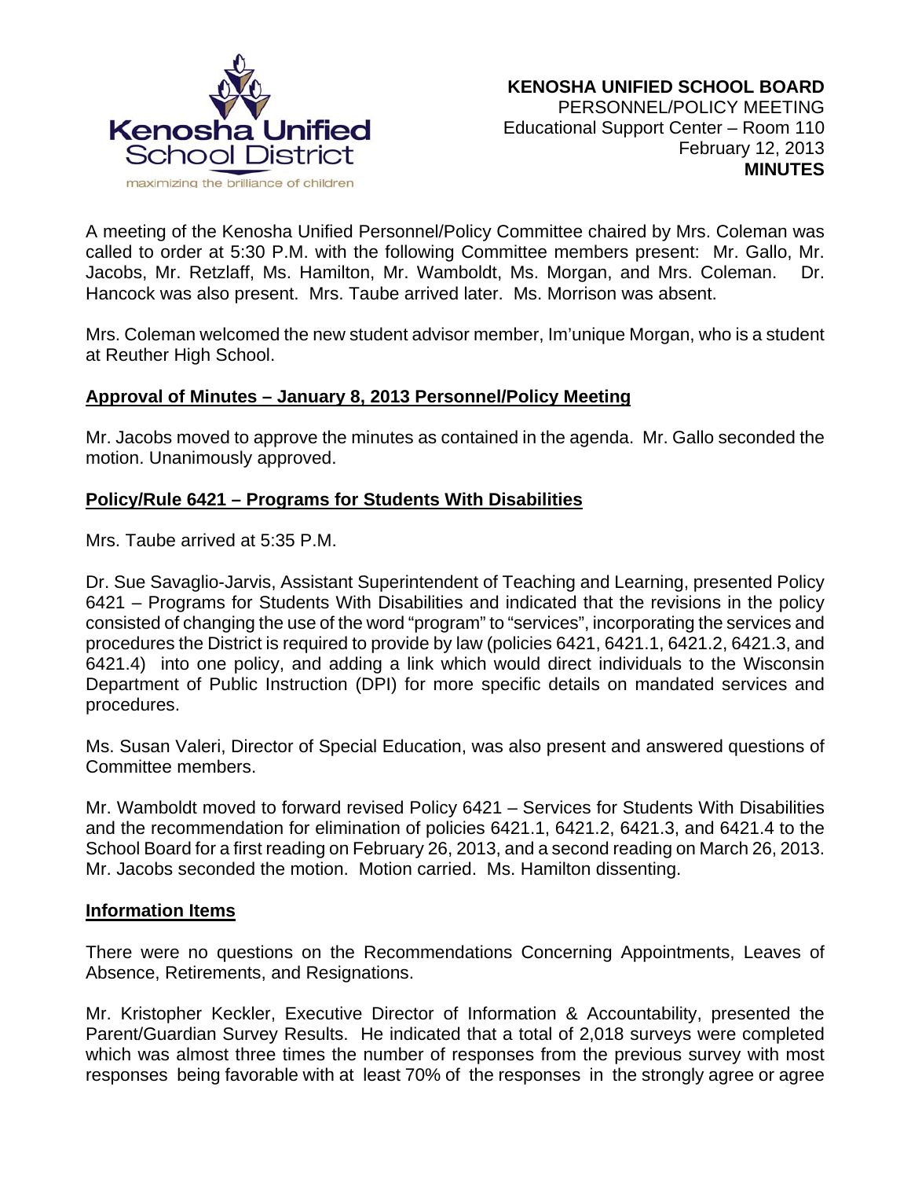**KENOSHA UNIFIED SCHOOL BOARD**
PERSONNEL/POLICY MEETING
Educational Support Center – Room 110
February 12, 2013
**MINUTES**

A meeting of the Kenosha Unified Personnel/Policy Committee chaired by Mrs. Coleman was called to order at 5:30 P.M. with the following Committee members present: Mr. Gallo, Mr. Jacobs, Mr. Retzlaff, Ms. Hamilton, Mr. Wamboldt, Ms. Morgan, and Mrs. Coleman. Dr. Hancock was also present. Mrs. Taube arrived later. Ms. Morrison was absent.

Mrs. Coleman welcomed the new student advisor member, Im'unique Morgan, who is a student at Reuther High School.

## Approval of Minutes – January 8, 2013 Personnel/Policy Meeting

Mr. Jacobs moved to approve the minutes as contained in the agenda. Mr. Gallo seconded the motion. Unanimously approved.

## Policy/Rule 6421 – Programs for Students With Disabilities

Mrs. Taube arrived at 5:35 P.M.

Dr. Sue Savaglio-Jarvis, Assistant Superintendent of Teaching and Learning, presented Policy 6421 – Programs for Students With Disabilities and indicated that the revisions in the policy consisted of changing the use of the word "program" to "services", incorporating the services and procedures the District is required to provide by law (policies 6421, 6421.1, 6421.2, 6421.3, and 6421.4) into one policy, and adding a link which would direct individuals to the Wisconsin Department of Public Instruction (DPI) for more specific details on mandated services and procedures.

Ms. Susan Valeri, Director of Special Education, was also present and answered questions of Committee members.

Mr. Wamboldt moved to forward revised Policy 6421 – Services for Students With Disabilities and the recommendation for elimination of policies 6421.1, 6421.2, 6421.3, and 6421.4 to the School Board for a first reading on February 26, 2013, and a second reading on March 26, 2013. Mr. Jacobs seconded the motion. Motion carried. Ms. Hamilton dissenting.

## Information Items

There were no questions on the Recommendations Concerning Appointments, Leaves of Absence, Retirements, and Resignations.

Mr. Kristopher Keckler, Executive Director of Information & Accountability, presented the Parent/Guardian Survey Results. He indicated that a total of 2,018 surveys were completed which was almost three times the number of responses from the previous survey with most responses being favorable with at least 70% of the responses in the strongly agree or agree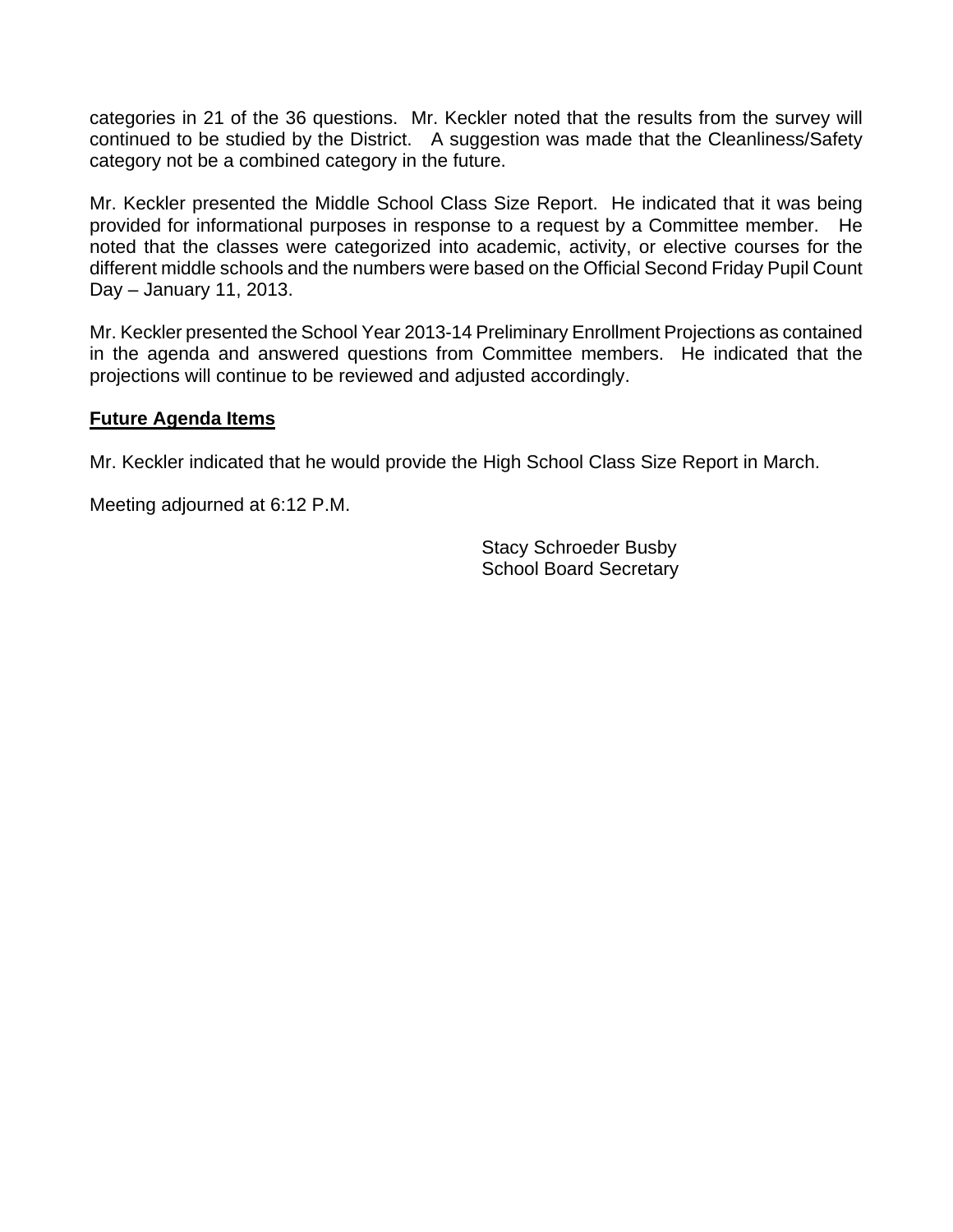categories in 21 of the 36 questions. Mr. Keckler noted that the results from the survey will continued to be studied by the District. A suggestion was made that the Cleanliness/Safety category not be a combined category in the future.

Mr. Keckler presented the Middle School Class Size Report. He indicated that it was being provided for informational purposes in response to a request by a Committee member. He noted that the classes were categorized into academic, activity, or elective courses for the different middle schools and the numbers were based on the Official Second Friday Pupil Count Day – January 11, 2013.

Mr. Keckler presented the School Year 2013-14 Preliminary Enrollment Projections as contained in the agenda and answered questions from Committee members. He indicated that the projections will continue to be reviewed and adjusted accordingly.

**Future Agenda Items**

Mr. Keckler indicated that he would provide the High School Class Size Report in March.

Meeting adjourned at 6:12 P.M.

Stacy Schroeder Busby
School Board Secretary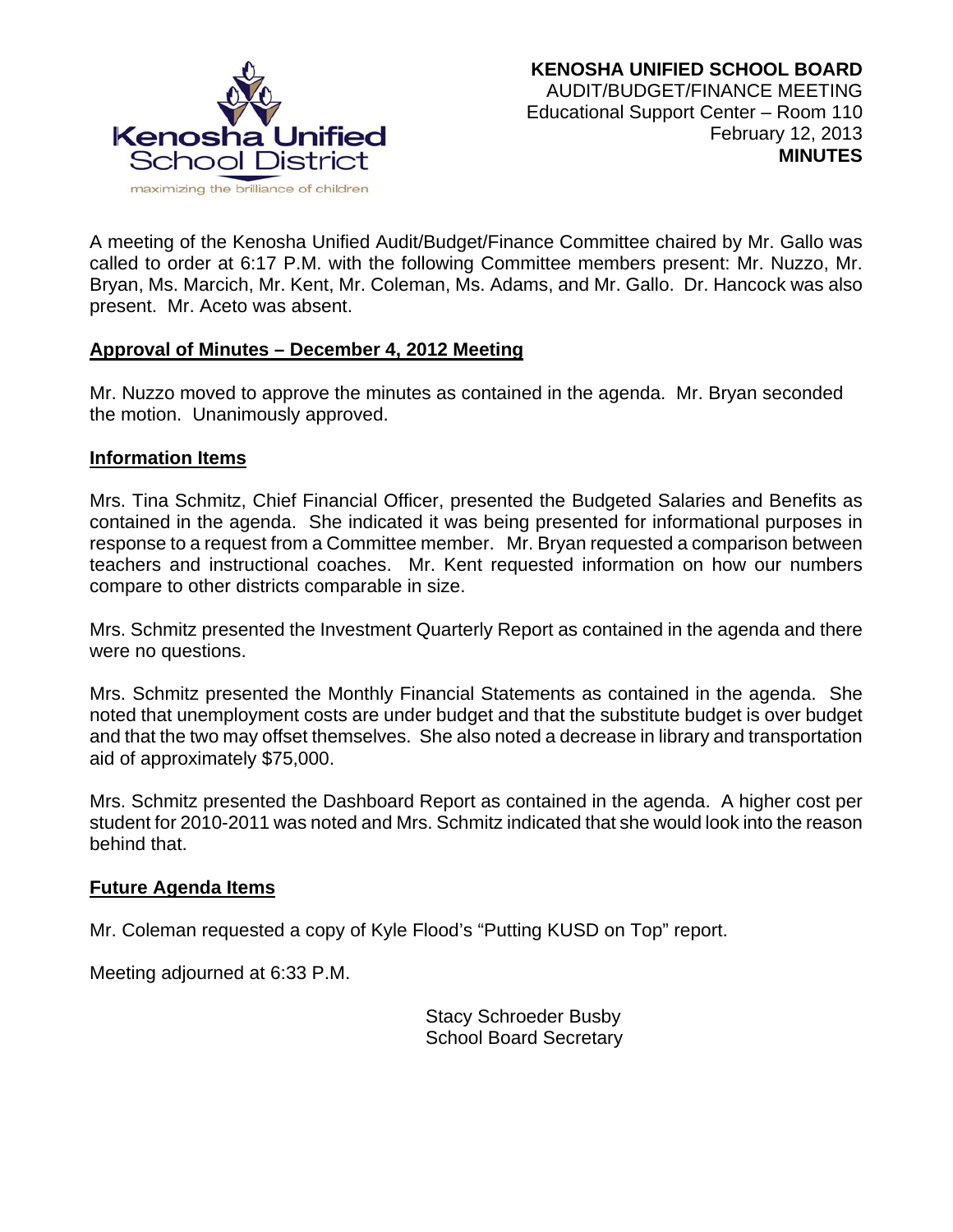**KENOSHA UNIFIED SCHOOL BOARD**
AUDIT/BUDGET/FINANCE MEETING
Educational Support Center – Room 110
February 12, 2013
**MINUTES**

A meeting of the Kenosha Unified Audit/Budget/Finance Committee chaired by Mr. Gallo was called to order at 6:17 P.M. with the following Committee members present: Mr. Nuzzo, Mr. Bryan, Ms. Marcich, Mr. Kent, Mr. Coleman, Ms. Adams, and Mr. Gallo. Dr. Hancock was also present. Mr. Aceto was absent.

**Approval of Minutes – December 4, 2012 Meeting**

Mr. Nuzzo moved to approve the minutes as contained in the agenda. Mr. Bryan seconded the motion. Unanimously approved.

**Information Items**

Mrs. Tina Schmitz, Chief Financial Officer, presented the Budgeted Salaries and Benefits as contained in the agenda. She indicated it was being presented for informational purposes in response to a request from a Committee member. Mr. Bryan requested a comparison between teachers and instructional coaches. Mr. Kent requested information on how our numbers compare to other districts comparable in size.

Mrs. Schmitz presented the Investment Quarterly Report as contained in the agenda and there were no questions.

Mrs. Schmitz presented the Monthly Financial Statements as contained in the agenda. She noted that unemployment costs are under budget and that the substitute budget is over budget and that the two may offset themselves. She also noted a decrease in library and transportation aid of approximately $75,000.

Mrs. Schmitz presented the Dashboard Report as contained in the agenda. A higher cost per student for 2010-2011 was noted and Mrs. Schmitz indicated that she would look into the reason behind that.

**Future Agenda Items**

Mr. Coleman requested a copy of Kyle Flood's "Putting KUSD on Top" report.

Meeting adjourned at 6:33 P.M.

Stacy Schroeder Busby
School Board Secretary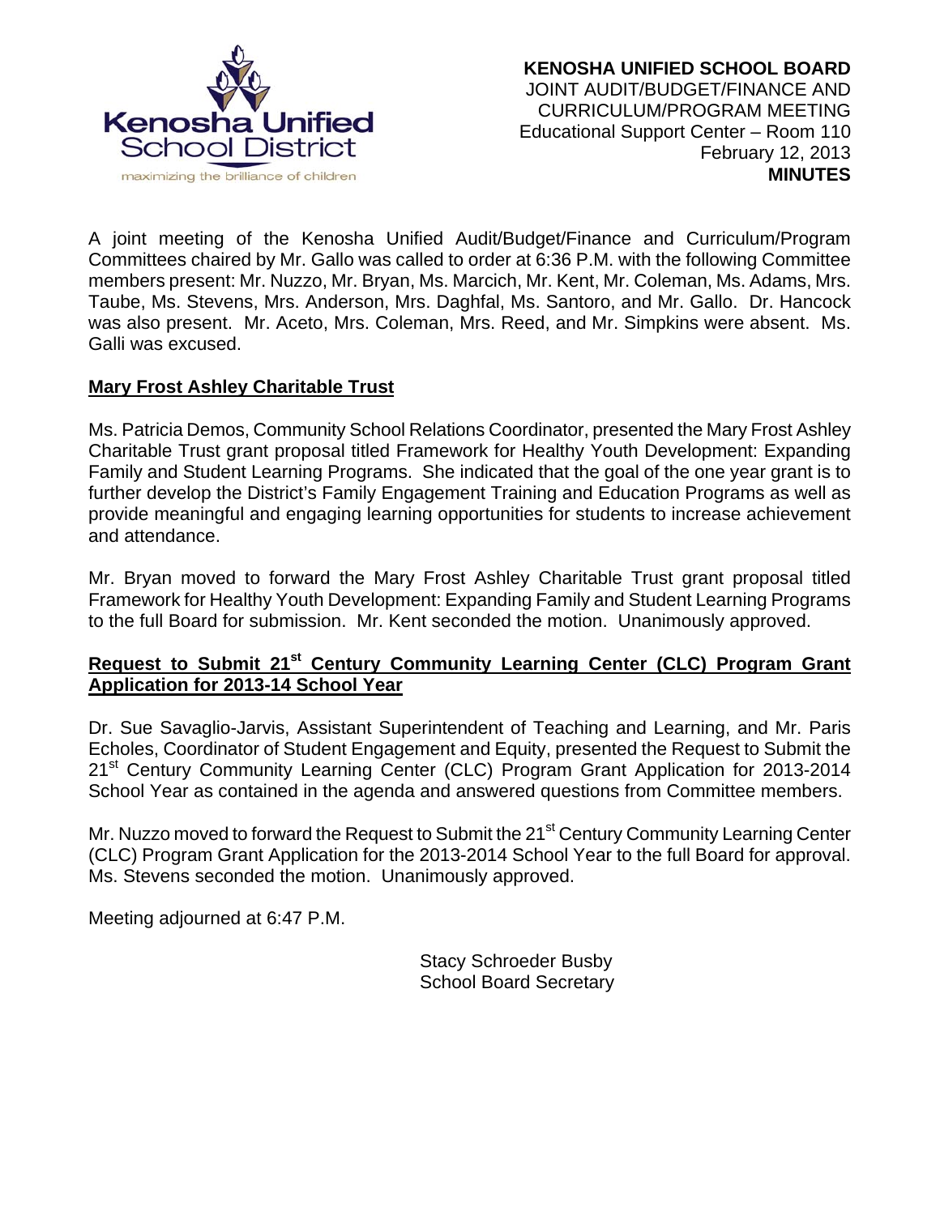**KENOSHA UNIFIED SCHOOL BOARD**
JOINT AUDIT/BUDGET/FINANCE AND CURRICULUM/PROGRAM MEETING
Educational Support Center – Room 110
February 12, 2013
**MINUTES**

A joint meeting of the Kenosha Unified Audit/Budget/Finance and Curriculum/Program Committees chaired by Mr. Gallo was called to order at 6:36 P.M. with the following Committee members present: Mr. Nuzzo, Mr. Bryan, Ms. Marcich, Mr. Kent, Mr. Coleman, Ms. Adams, Mrs. Taube, Ms. Stevens, Mrs. Anderson, Mrs. Daghfal, Ms. Santoro, and Mr. Gallo. Dr. Hancock was also present. Mr. Aceto, Mrs. Coleman, Mrs. Reed, and Mr. Simpkins were absent. Ms. Galli was excused.

**Mary Frost Ashley Charitable Trust**

Ms. Patricia Demos, Community School Relations Coordinator, presented the Mary Frost Ashley Charitable Trust grant proposal titled Framework for Healthy Youth Development: Expanding Family and Student Learning Programs. She indicated that the goal of the one year grant is to further develop the District's Family Engagement Training and Education Programs as well as provide meaningful and engaging learning opportunities for students to increase achievement and attendance.

Mr. Bryan moved to forward the Mary Frost Ashley Charitable Trust grant proposal titled Framework for Healthy Youth Development: Expanding Family and Student Learning Programs to the full Board for submission. Mr. Kent seconded the motion. Unanimously approved.

**Request to Submit 21st Century Community Learning Center (CLC) Program Grant Application for 2013-14 School Year**

Dr. Sue Savaglio-Jarvis, Assistant Superintendent of Teaching and Learning, and Mr. Paris Echoles, Coordinator of Student Engagement and Equity, presented the Request to Submit the 21st Century Community Learning Center (CLC) Program Grant Application for 2013-2014 School Year as contained in the agenda and answered questions from Committee members.

Mr. Nuzzo moved to forward the Request to Submit the 21st Century Community Learning Center (CLC) Program Grant Application for the 2013-2014 School Year to the full Board for approval. Ms. Stevens seconded the motion. Unanimously approved.

Meeting adjourned at 6:47 P.M.

Stacy Schroeder Busby
School Board Secretary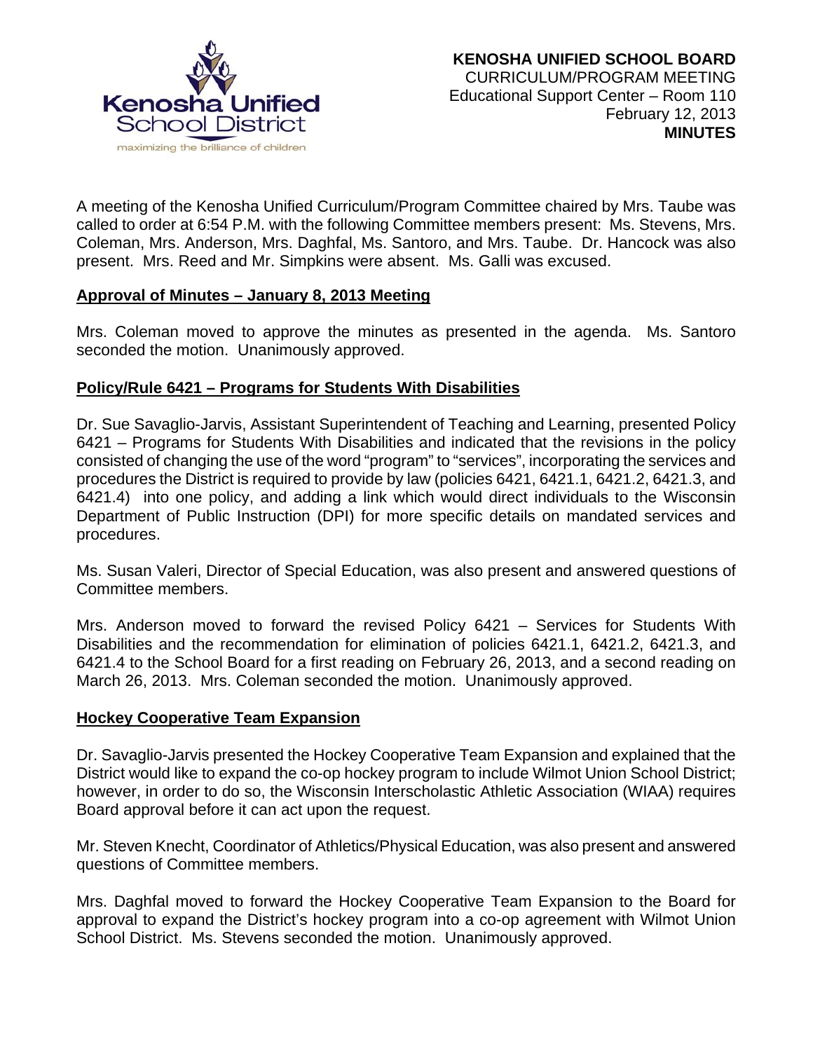**KENOSHA UNIFIED SCHOOL BOARD**
CURRICULUM/PROGRAM MEETING
Educational Support Center – Room 110
February 12, 2013
**MINUTES**

A meeting of the Kenosha Unified Curriculum/Program Committee chaired by Mrs. Taube was called to order at 6:54 P.M. with the following Committee members present: Ms. Stevens, Mrs. Coleman, Mrs. Anderson, Mrs. Daghfal, Ms. Santoro, and Mrs. Taube. Dr. Hancock was also present. Mrs. Reed and Mr. Simpkins were absent. Ms. Galli was excused.

**Approval of Minutes – January 8, 2013 Meeting**

Mrs. Coleman moved to approve the minutes as presented in the agenda. Ms. Santoro seconded the motion. Unanimously approved.

**Policy/Rule 6421 – Programs for Students With Disabilities**

Dr. Sue Savaglio-Jarvis, Assistant Superintendent of Teaching and Learning, presented Policy 6421 – Programs for Students With Disabilities and indicated that the revisions in the policy consisted of changing the use of the word "program" to "services", incorporating the services and procedures the District is required to provide by law (policies 6421, 6421.1, 6421.2, 6421.3, and 6421.4) into one policy, and adding a link which would direct individuals to the Wisconsin Department of Public Instruction (DPI) for more specific details on mandated services and procedures.

Ms. Susan Valeri, Director of Special Education, was also present and answered questions of Committee members.

Mrs. Anderson moved to forward the revised Policy 6421 – Services for Students With Disabilities and the recommendation for elimination of policies 6421.1, 6421.2, 6421.3, and 6421.4 to the School Board for a first reading on February 26, 2013, and a second reading on March 26, 2013. Mrs. Coleman seconded the motion. Unanimously approved.

**Hockey Cooperative Team Expansion**

Dr. Savaglio-Jarvis presented the Hockey Cooperative Team Expansion and explained that the District would like to expand the co-op hockey program to include Wilmot Union School District; however, in order to do so, the Wisconsin Interscholastic Athletic Association (WIAA) requires Board approval before it can act upon the request.

Mr. Steven Knecht, Coordinator of Athletics/Physical Education, was also present and answered questions of Committee members.

Mrs. Daghfal moved to forward the Hockey Cooperative Team Expansion to the Board for approval to expand the District's hockey program into a co-op agreement with Wilmot Union School District. Ms. Stevens seconded the motion. Unanimously approved.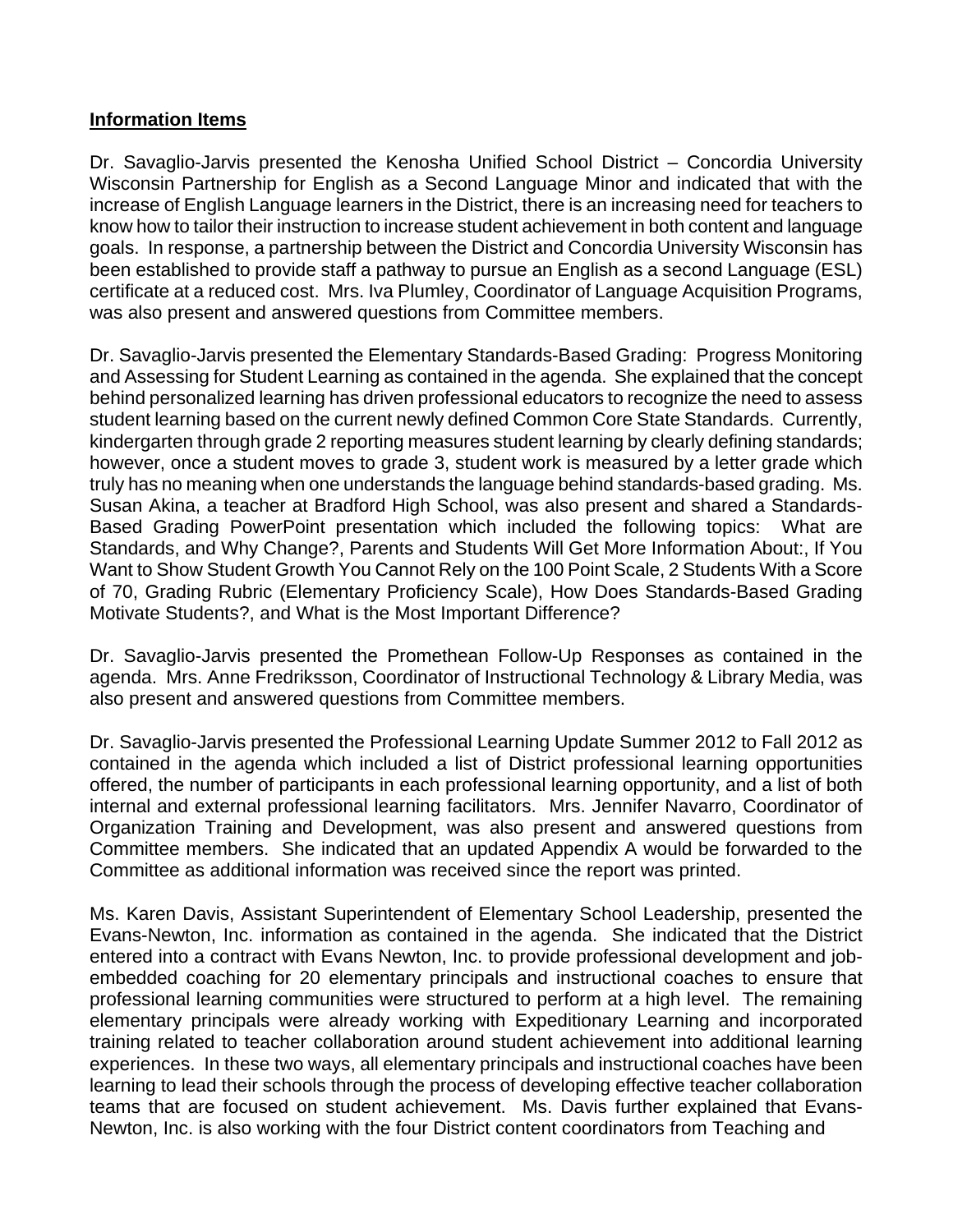## **Information Items**

Dr. Savaglio-Jarvis presented the Kenosha Unified School District – Concordia University Wisconsin Partnership for English as a Second Language Minor and indicated that with the increase of English Language learners in the District, there is an increasing need for teachers to know how to tailor their instruction to increase student achievement in both content and language goals. In response, a partnership between the District and Concordia University Wisconsin has been established to provide staff a pathway to pursue an English as a second Language (ESL) certificate at a reduced cost. Mrs. Iva Plumley, Coordinator of Language Acquisition Programs, was also present and answered questions from Committee members.

Dr. Savaglio-Jarvis presented the Elementary Standards-Based Grading: Progress Monitoring and Assessing for Student Learning as contained in the agenda. She explained that the concept behind personalized learning has driven professional educators to recognize the need to assess student learning based on the current newly defined Common Core State Standards. Currently, kindergarten through grade 2 reporting measures student learning by clearly defining standards; however, once a student moves to grade 3, student work is measured by a letter grade which truly has no meaning when one understands the language behind standards-based grading. Ms. Susan Akina, a teacher at Bradford High School, was also present and shared a Standards-Based Grading PowerPoint presentation which included the following topics: What are Standards, and Why Change?, Parents and Students Will Get More Information About:, If You Want to Show Student Growth You Cannot Rely on the 100 Point Scale, 2 Students With a Score of 70, Grading Rubric (Elementary Proficiency Scale), How Does Standards-Based Grading Motivate Students?, and What is the Most Important Difference?

Dr. Savaglio-Jarvis presented the Promethean Follow-Up Responses as contained in the agenda. Mrs. Anne Fredriksson, Coordinator of Instructional Technology & Library Media, was also present and answered questions from Committee members.

Dr. Savaglio-Jarvis presented the Professional Learning Update Summer 2012 to Fall 2012 as contained in the agenda which included a list of District professional learning opportunities offered, the number of participants in each professional learning opportunity, and a list of both internal and external professional learning facilitators. Mrs. Jennifer Navarro, Coordinator of Organization Training and Development, was also present and answered questions from Committee members. She indicated that an updated Appendix A would be forwarded to the Committee as additional information was received since the report was printed.

Ms. Karen Davis, Assistant Superintendent of Elementary School Leadership, presented the Evans-Newton, Inc. information as contained in the agenda. She indicated that the District entered into a contract with Evans Newton, Inc. to provide professional development and job-embedded coaching for 20 elementary principals and instructional coaches to ensure that professional learning communities were structured to perform at a high level. The remaining elementary principals were already working with Expeditionary Learning and incorporated training related to teacher collaboration around student achievement into additional learning experiences. In these two ways, all elementary principals and instructional coaches have been learning to lead their schools through the process of developing effective teacher collaboration teams that are focused on student achievement. Ms. Davis further explained that Evans-Newton, Inc. is also working with the four District content coordinators from Teaching and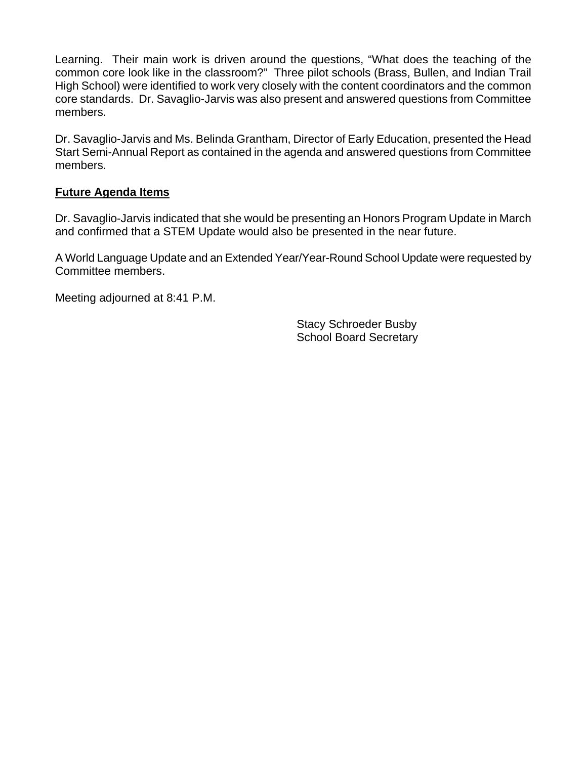Learning. Their main work is driven around the questions, "What does the teaching of the common core look like in the classroom?" Three pilot schools (Brass, Bullen, and Indian Trail High School) were identified to work very closely with the content coordinators and the common core standards. Dr. Savaglio-Jarvis was also present and answered questions from Committee members.

Dr. Savaglio-Jarvis and Ms. Belinda Grantham, Director of Early Education, presented the Head Start Semi-Annual Report as contained in the agenda and answered questions from Committee members.

**Future Agenda Items**

Dr. Savaglio-Jarvis indicated that she would be presenting an Honors Program Update in March and confirmed that a STEM Update would also be presented in the near future.

A World Language Update and an Extended Year/Year-Round School Update were requested by Committee members.

Meeting adjourned at 8:41 P.M.

Stacy Schroeder Busby
School Board Secretary